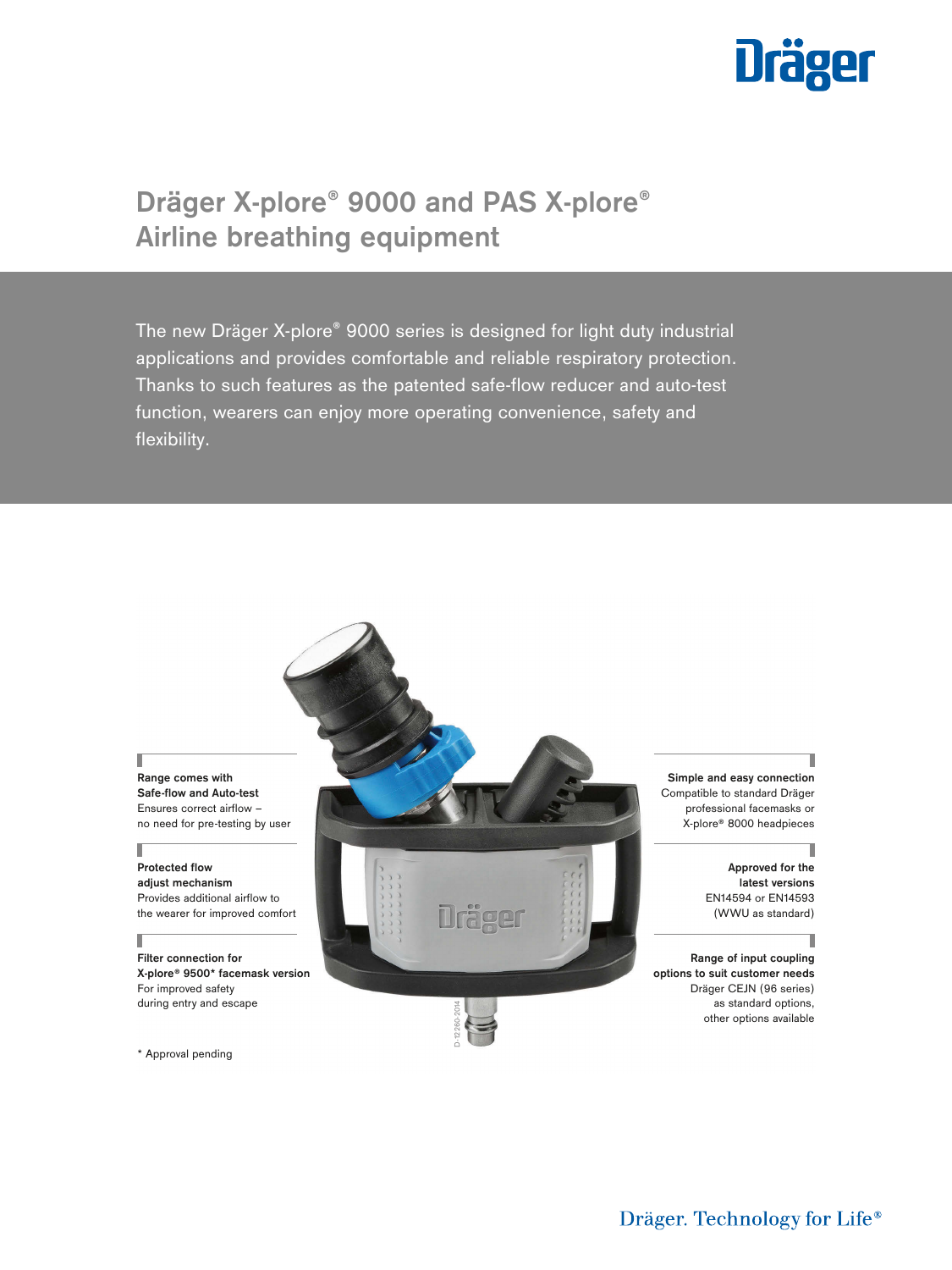# Dräger X-plore® 9000 and PAS X-plore® Airline breathing equipment

The new Dräger X-plore® 9000 series is designed for light duty industrial applications and provides comfortable and reliable respiratory protection. Thanks to such features as the patented safe-flow reducer and auto-test function, wearers can enjoy more operating convenience, safety and flexibility.

**Range comes with Safe-flow and Auto-test**
Ensures correct airflow – no need for pre-testing by user

**Protected flow adjust mechanism**
Provides additional airflow to the wearer for improved comfort

**Filter connection for X-plore® 9500* facemask version**
For improved safety during entry and escape

**Simple and easy connection**
Compatible to standard Dräger professional facemasks or X-plore® 8000 headpieces

**Approved for the latest versions**
EN14594 or EN14593 (WWU as standard)

**Range of input coupling options to suit customer needs**
Dräger CEJN (96 series) as standard options, other options available

D-12260-2014

\* Approval pending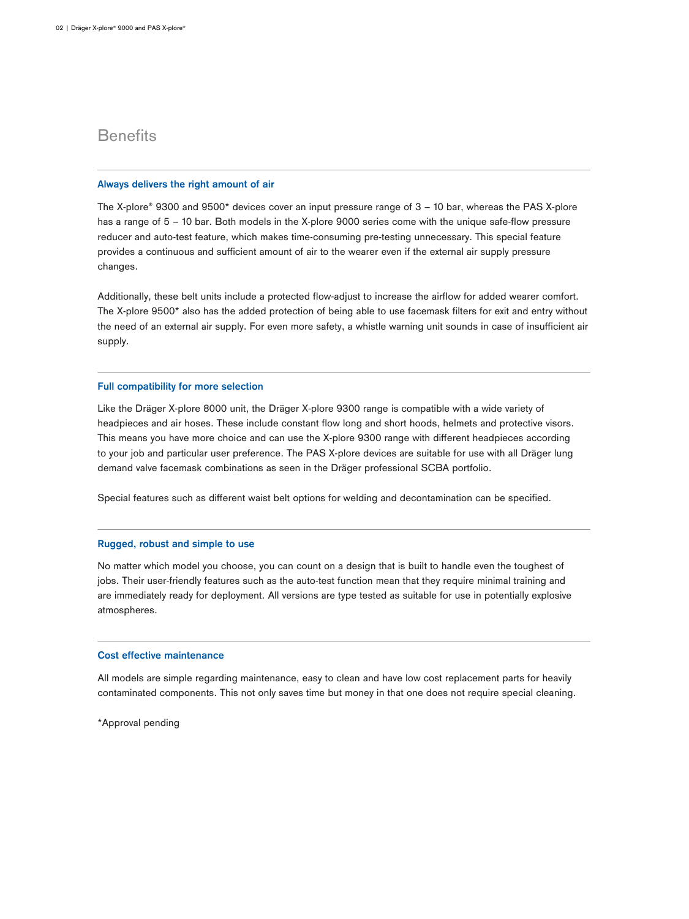# Benefits

### Always delivers the right amount of air

The X-plore® 9300 and 9500* devices cover an input pressure range of 3 – 10 bar, whereas the PAS X-plore has a range of 5 – 10 bar. Both models in the X-plore 9000 series come with the unique safe-flow pressure reducer and auto-test feature, which makes time-consuming pre-testing unnecessary. This special feature provides a continuous and sufficient amount of air to the wearer even if the external air supply pressure changes.

Additionally, these belt units include a protected flow-adjust to increase the airflow for added wearer comfort. The X-plore 9500* also has the added protection of being able to use facemask filters for exit and entry without the need of an external air supply. For even more safety, a whistle warning unit sounds in case of insufficient air supply.

### Full compatibility for more selection

Like the Dräger X-plore 8000 unit, the Dräger X-plore 9300 range is compatible with a wide variety of headpieces and air hoses. These include constant flow long and short hoods, helmets and protective visors. This means you have more choice and can use the X-plore 9300 range with different headpieces according to your job and particular user preference. The PAS X-plore devices are suitable for use with all Dräger lung demand valve facemask combinations as seen in the Dräger professional SCBA portfolio.

Special features such as different waist belt options for welding and decontamination can be specified.

### Rugged, robust and simple to use

No matter which model you choose, you can count on a design that is built to handle even the toughest of jobs. Their user-friendly features such as the auto-test function mean that they require minimal training and are immediately ready for deployment. All versions are type tested as suitable for use in potentially explosive atmospheres.

### Cost effective maintenance

All models are simple regarding maintenance, easy to clean and have low cost replacement parts for heavily contaminated components. This not only saves time but money in that one does not require special cleaning.

*Approval pending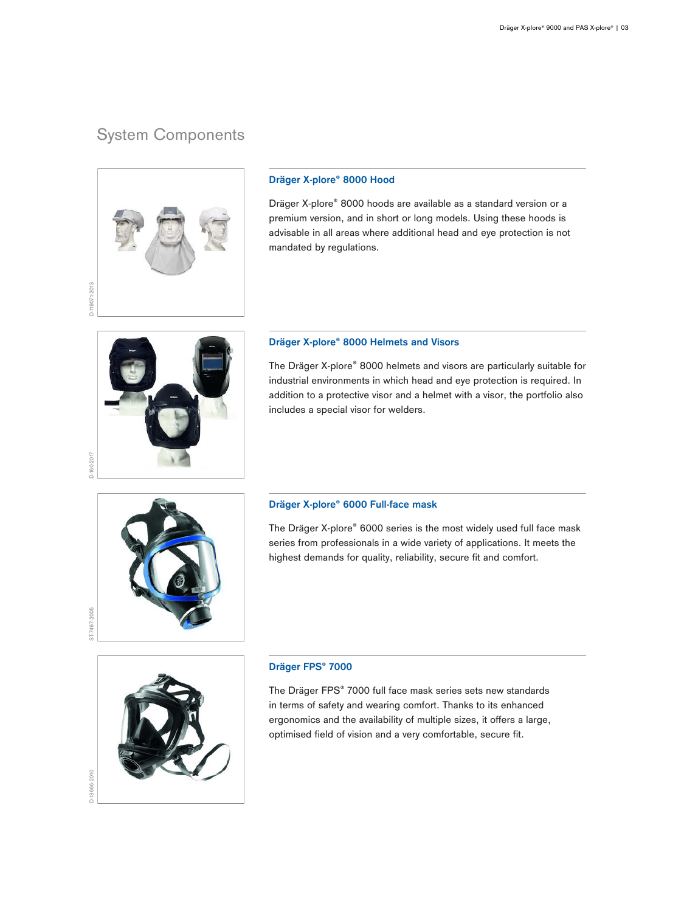## System Components

### Dräger X-plore® 8000 Hood

Dräger X-plore® 8000 hoods are available as a standard version or a premium version, and in short or long models. Using these hoods is advisable in all areas where additional head and eye protection is not mandated by regulations.

D-119071-2013

### Dräger X-plore® 8000 Helmets and Visors

The Dräger X-plore® 8000 helmets and visors are particularly suitable for industrial environments in which head and eye protection is required. In addition to a protective visor and a helmet with a visor, the portfolio also includes a special visor for welders.

D-160-2017

### Dräger X-plore® 6000 Full-face mask

The Dräger X-plore® 6000 series is the most widely used full face mask series from professionals in a wide variety of applications. It meets the highest demands for quality, reliability, secure fit and comfort.

ST-7497-2005

### Dräger FPS® 7000

The Dräger FPS® 7000 full face mask series sets new standards in terms of safety and wearing comfort. Thanks to its enhanced ergonomics and the availability of multiple sizes, it offers a large, optimised field of vision and a very comfortable, secure fit.

D-13666-2010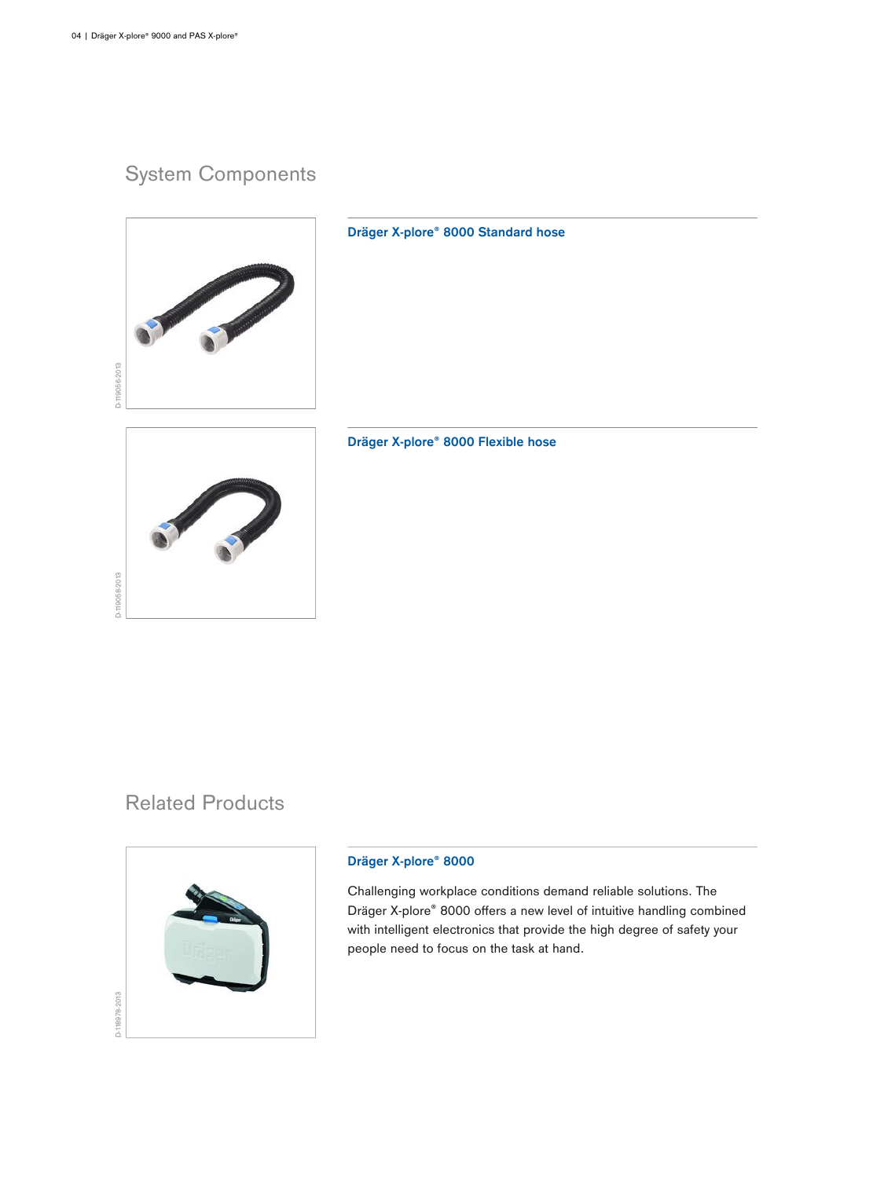## System Components

### Dräger X-plore® 8000 Standard hose

D-119056-2013

### Dräger X-plore® 8000 Flexible hose

D-119058-2013

## Related Products

### Dräger X-plore® 8000

D-118978-2013

Challenging workplace conditions demand reliable solutions. The Dräger X-plore® 8000 offers a new level of intuitive handling combined with intelligent electronics that provide the high degree of safety your people need to focus on the task at hand.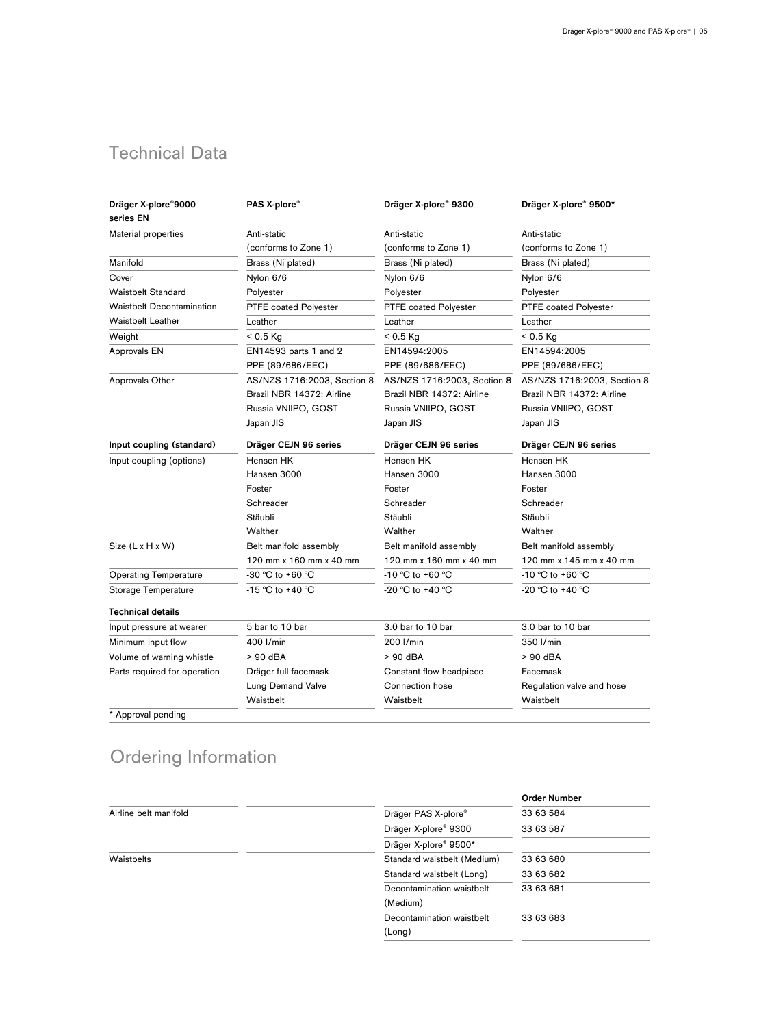## Technical Data

| Dräger X-plore®9000 series EN | PAS X-plore® | Dräger X-plore® 9300 | Dräger X-plore® 9500* |
|---|---|---|---|
| Material properties | Anti-static (conforms to Zone 1) | Anti-static (conforms to Zone 1) | Anti-static (conforms to Zone 1) |
| Manifold | Brass (Ni plated) | Brass (Ni plated) | Brass (Ni plated) |
| Cover | Nylon 6/6 | Nylon 6/6 | Nylon 6/6 |
| Waistbelt Standard | Polyester | Polyester | Polyester |
| Waistbelt Decontamination | PTFE coated Polyester | PTFE coated Polyester | PTFE coated Polyester |
| Waistbelt Leather | Leather | Leather | Leather |
| Weight | < 0.5 Kg | < 0.5 Kg | < 0.5 Kg |
| Approvals EN | EN14593 parts 1 and 2<br>PPE (89/686/EEC) | EN14594:2005<br>PPE (89/686/EEC) | EN14594:2005<br>PPE (89/686/EEC) |
| Approvals Other | AS/NZS 1716:2003, Section 8<br>Brazil NBR 14372: Airline<br>Russia VNIIPO, GOST<br>Japan JIS | AS/NZS 1716:2003, Section 8<br>Brazil NBR 14372: Airline<br>Russia VNIIPO, GOST<br>Japan JIS | AS/NZS 1716:2003, Section 8<br>Brazil NBR 14372: Airline<br>Russia VNIIPO, GOST<br>Japan JIS |
| **Input coupling (standard)** | **Dräger CEJN 96 series** | **Dräger CEJN 96 series** | **Dräger CEJN 96 series** |
| Input coupling (options) | Hensen HK<br>Hansen 3000<br>Foster<br>Schreader<br>Stäubli<br>Walther | Hensen HK<br>Hansen 3000<br>Foster<br>Schreader<br>Stäubli<br>Walther | Hensen HK<br>Hansen 3000<br>Foster<br>Schreader<br>Stäubli<br>Walther |
| Size (L x H x W) | Belt manifold assembly<br>120 mm x 160 mm x 40 mm | Belt manifold assembly<br>120 mm x 160 mm x 40 mm | Belt manifold assembly<br>120 mm x 145 mm x 40 mm |
| Operating Temperature | -30 °C to +60 °C | -10 °C to +60 °C | -10 °C to +60 °C |
| Storage Temperature | -15 °C to +40 °C | -20 °C to +40 °C | -20 °C to +40 °C |
| **Technical details** | | | |
| Input pressure at wearer | 5 bar to 10 bar | 3.0 bar to 10 bar | 3.0 bar to 10 bar |
| Minimum input flow | 400 l/min | 200 l/min | 350 l/min |
| Volume of warning whistle | > 90 dBA | > 90 dBA | > 90 dBA |
| Parts required for operation | Dräger full facemask<br>Lung Demand Valve<br>Waistbelt | Constant flow headpiece<br>Connection hose<br>Waistbelt | Facemask<br>Regulation valve and hose<br>Waistbelt |

* Approval pending

## Ordering Information

| | | Order Number |
|---|---|---|
| Airline belt manifold | Dräger PAS X-plore® | 33 63 584 |
| | Dräger X-plore® 9300 | 33 63 587 |
| | Dräger X-plore® 9500* | |
| Waistbelts | Standard waistbelt (Medium) | 33 63 680 |
| | Standard waistbelt (Long) | 33 63 682 |
| | Decontamination waistbelt (Medium) | 33 63 681 |
| | Decontamination waistbelt (Long) | 33 63 683 |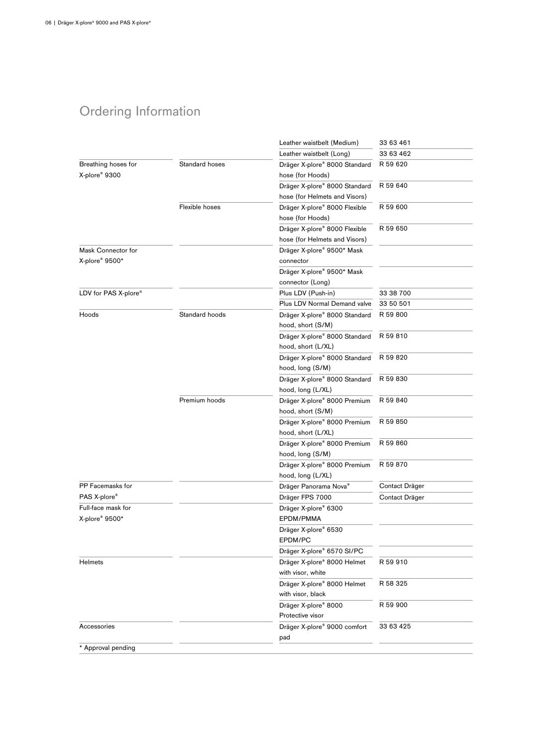## Ordering Information

| | | | |
|---|---|---|---|
| | | Leather waistbelt (Medium) | 33 63 461 |
| | | Leather waistbelt (Long) | 33 63 462 |
| Breathing hoses for X-plore® 9300 | Standard hoses | Dräger X-plore® 8000 Standard hose (for Hoods) | R 59 620 |
| | | Dräger X-plore® 8000 Standard hose (for Helmets and Visors) | R 59 640 |
| | Flexible hoses | Dräger X-plore® 8000 Flexible hose (for Hoods) | R 59 600 |
| | | Dräger X-plore® 8000 Flexible hose (for Helmets and Visors) | R 59 650 |
| Mask Connector for X-plore® 9500* | | Dräger X-plore® 9500* Mask connector | |
| | | Dräger X-plore® 9500* Mask connector (Long) | |
| LDV for PAS X-plore® | | Plus LDV (Push-in) | 33 38 700 |
| | | Plus LDV Normal Demand valve | 33 50 501 |
| Hoods | Standard hoods | Dräger X-plore® 8000 Standard hood, short (S/M) | R 59 800 |
| | | Dräger X-plore® 8000 Standard hood, short (L/XL) | R 59 810 |
| | | Dräger X-plore® 8000 Standard hood, long (S/M) | R 59 820 |
| | | Dräger X-plore® 8000 Standard hood, long (L/XL) | R 59 830 |
| | Premium hoods | Dräger X-plore® 8000 Premium hood, short (S/M) | R 59 840 |
| | | Dräger X-plore® 8000 Premium hood, short (L/XL) | R 59 850 |
| | | Dräger X-plore® 8000 Premium hood, long (S/M) | R 59 860 |
| | | Dräger X-plore® 8000 Premium hood, long (L/XL) | R 59 870 |
| PP Facemasks for PAS X-plore® | | Dräger Panorama Nova® | Contact Dräger |
| | | Dräger FPS 7000 | Contact Dräger |
| Full-face mask for X-plore® 9500* | | Dräger X-plore® 6300 EPDM/PMMA | |
| | | Dräger X-plore® 6530 EPDM/PC | |
| | | Dräger X-plore® 6570 SI/PC | |
| Helmets | | Dräger X-plore® 8000 Helmet with visor, white | R 59 910 |
| | | Dräger X-plore® 8000 Helmet with visor, black | R 58 325 |
| | | Dräger X-plore® 8000 Protective visor | R 59 900 |
| Accessories | | Dräger X-plore® 9000 comfort pad | 33 63 425 |

* Approval pending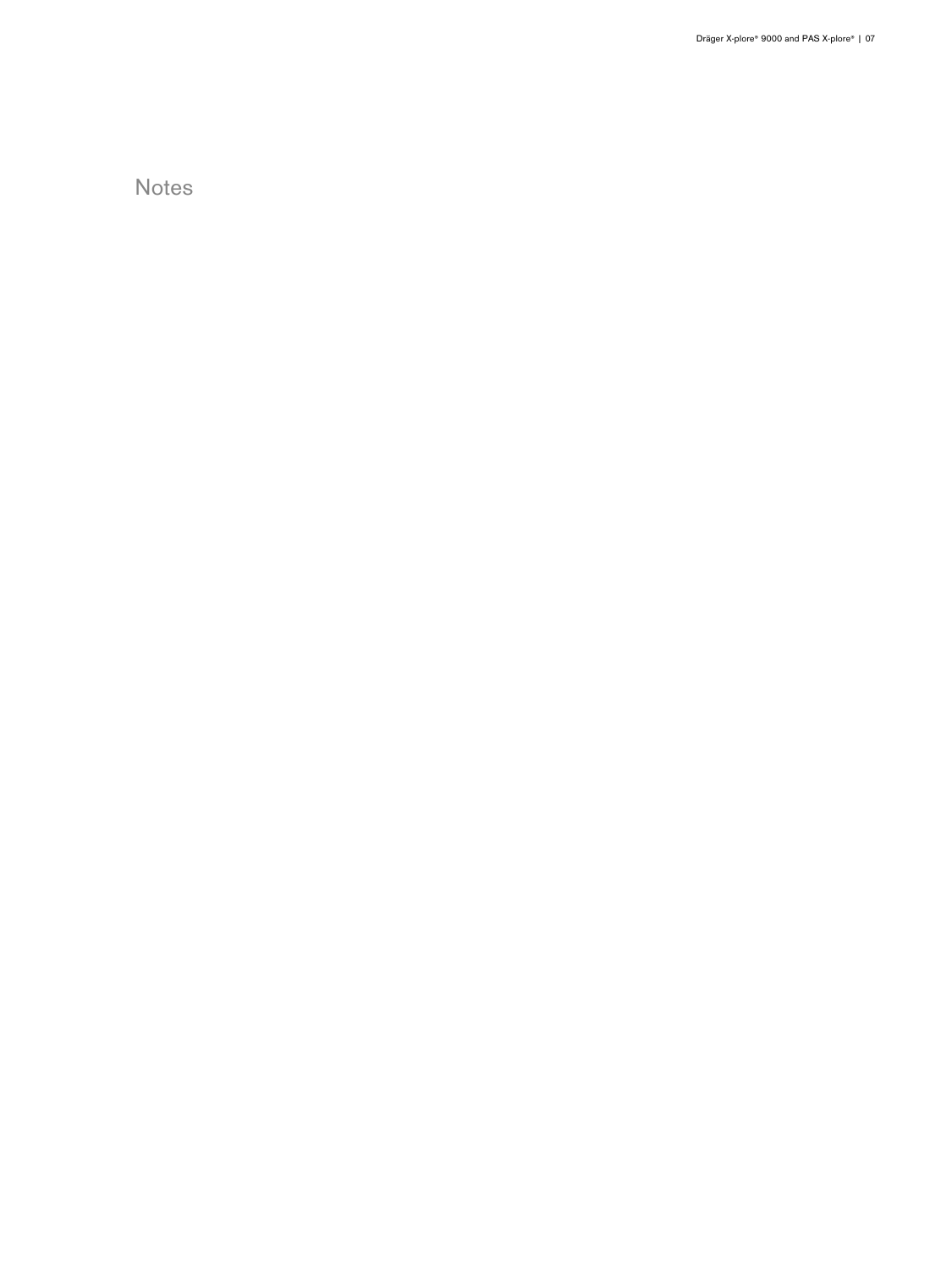# Notes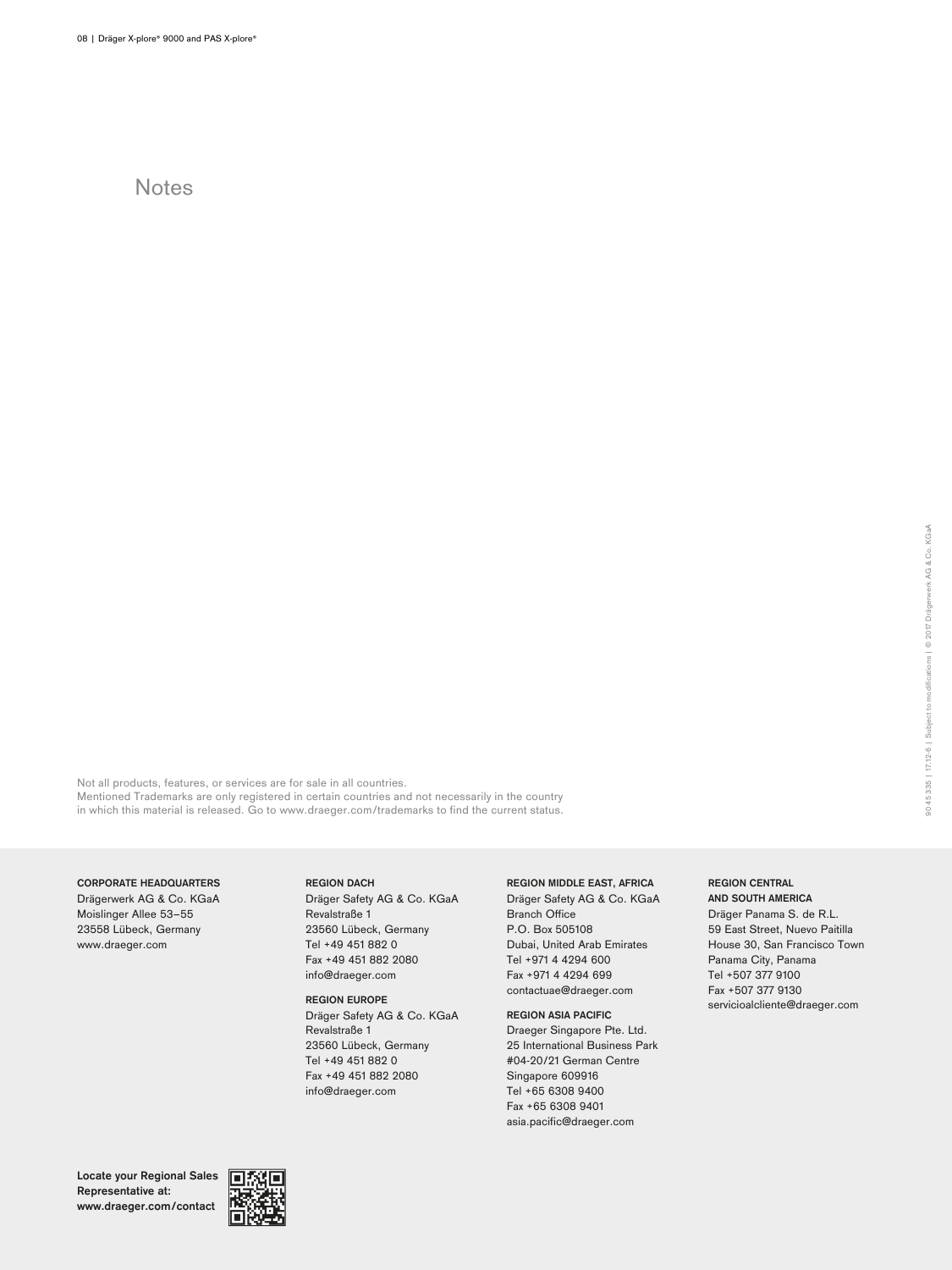# Notes

Not all products, features, or services are for sale in all countries.
Mentioned Trademarks are only registered in certain countries and not necessarily in the country in which this material is released. Go to www.draeger.com/trademarks to find the current status.

**CORPORATE HEADQUARTERS**
Drägerwerk AG & Co. KGaA
Moislinger Allee 53–55
23558 Lübeck, Germany
www.draeger.com

**REGION DACH**
Dräger Safety AG & Co. KGaA
Revalstraße 1
23560 Lübeck, Germany
Tel +49 451 882 0
Fax +49 451 882 2080
info@draeger.com

**REGION EUROPE**
Dräger Safety AG & Co. KGaA
Revalstraße 1
23560 Lübeck, Germany
Tel +49 451 882 0
Fax +49 451 882 2080
info@draeger.com

**REGION MIDDLE EAST, AFRICA**
Dräger Safety AG & Co. KGaA
Branch Office
P.O. Box 505108
Dubai, United Arab Emirates
Tel +971 4 4294 600
Fax +971 4 4294 699
contactuae@draeger.com

**REGION ASIA PACIFIC**
Draeger Singapore Pte. Ltd.
25 International Business Park
#04-20/21 German Centre
Singapore 609916
Tel +65 6308 9400
Fax +65 6308 9401
asia.pacific@draeger.com

**REGION CENTRAL AND SOUTH AMERICA**
Dräger Panama S. de R.L.
59 East Street, Nuevo Paitilla
House 30, San Francisco Town
Panama City, Panama
Tel +507 377 9100
Fax +507 377 9130
servicioalcliente@draeger.com

**Locate your Regional Sales Representative at:**
**www.draeger.com/contact**

90 45 335 | 17.12-6 | Subject to modifications | © 2017 Drägerwerk AG & Co. KGaA